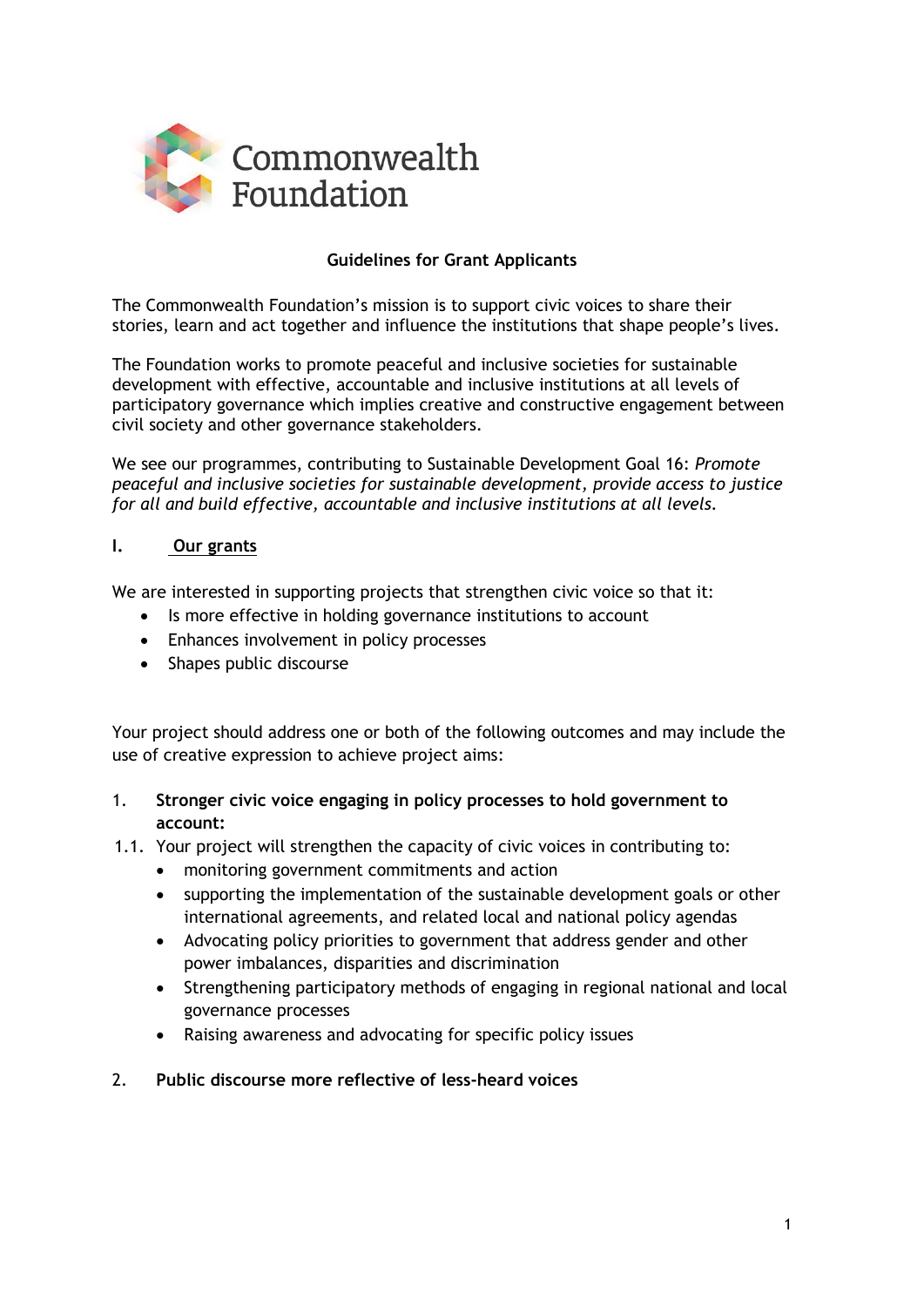Commonwealth Foundation

# Guidelines for Grant Applicants

The Commonwealth Foundation's mission is to support civic voices to share their stories, learn and act together and influence the institutions that shape people's lives.

The Foundation works to promote peaceful and inclusive societies for sustainable development with effective, accountable and inclusive institutions at all levels of participatory governance which implies creative and constructive engagement between civil society and other governance stakeholders.

We see our programmes, contributing to Sustainable Development Goal 16: *Promote peaceful and inclusive societies for sustainable development, provide access to justice for all and build effective, accountable and inclusive institutions at all levels.*

## I. Our grants

We are interested in supporting projects that strengthen civic voice so that it:

- Is more effective in holding governance institutions to account
- Enhances involvement in policy processes
- Shapes public discourse

Your project should address one or both of the following outcomes and may include the use of creative expression to achieve project aims:

1. **Stronger civic voice engaging in policy processes to hold government to account:**

1.1. Your project will strengthen the capacity of civic voices in contributing to:

- monitoring government commitments and action
- supporting the implementation of the sustainable development goals or other international agreements, and related local and national policy agendas
- Advocating policy priorities to government that address gender and other power imbalances, disparities and discrimination
- Strengthening participatory methods of engaging in regional national and local governance processes
- Raising awareness and advocating for specific policy issues

2. **Public discourse more reflective of less-heard voices**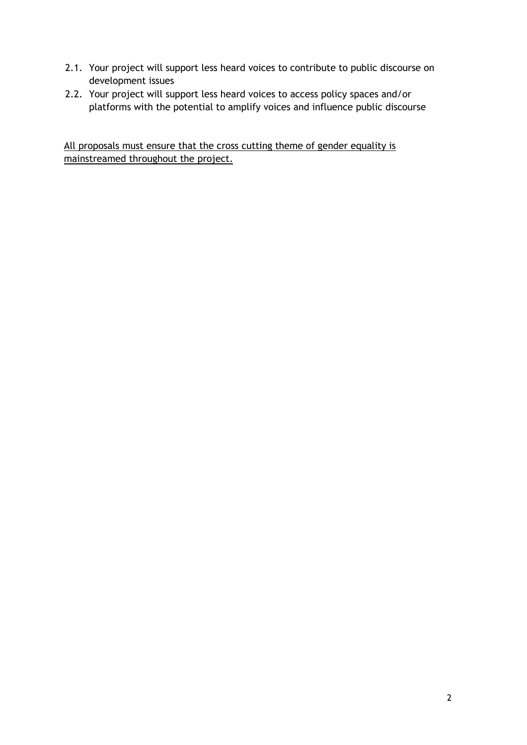2.1. Your project will support less heard voices to contribute to public discourse on development issues
2.2. Your project will support less heard voices to access policy spaces and/or platforms with the potential to amplify voices and influence public discourse

<u>All proposals must ensure that the cross cutting theme of gender equality is mainstreamed throughout the project.</u>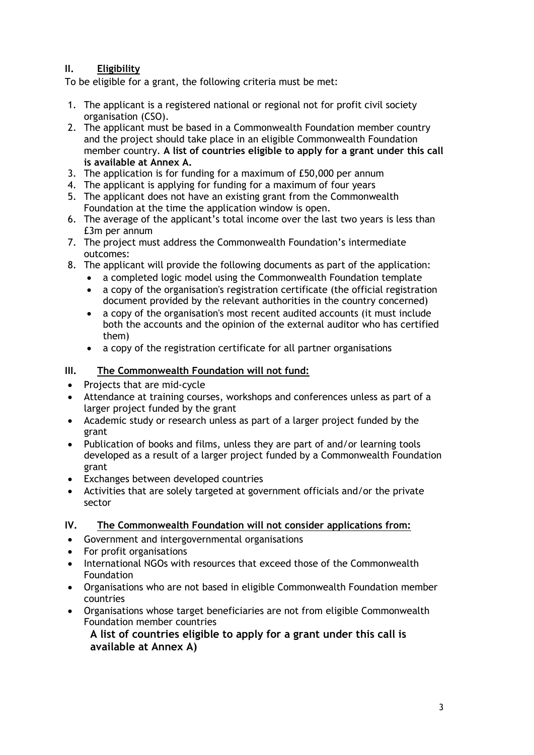## II. Eligibility

To be eligible for a grant, the following criteria must be met:

1. The applicant is a registered national or regional not for profit civil society organisation (CSO).
2. The applicant must be based in a Commonwealth Foundation member country and the project should take place in an eligible Commonwealth Foundation member country. **A list of countries eligible to apply for a grant under this call is available at Annex A.**
3. The application is for funding for a maximum of £50,000 per annum
4. The applicant is applying for funding for a maximum of four years
5. The applicant does not have an existing grant from the Commonwealth Foundation at the time the application window is open.
6. The average of the applicant's total income over the last two years is less than £3m per annum
7. The project must address the Commonwealth Foundation's intermediate outcomes:
8. The applicant will provide the following documents as part of the application:
   - a completed logic model using the Commonwealth Foundation template
   - a copy of the organisation's registration certificate (the official registration document provided by the relevant authorities in the country concerned)
   - a copy of the organisation's most recent audited accounts (it must include both the accounts and the opinion of the external auditor who has certified them)
   - a copy of the registration certificate for all partner organisations

## III. The Commonwealth Foundation will not fund:

- Projects that are mid-cycle
- Attendance at training courses, workshops and conferences unless as part of a larger project funded by the grant
- Academic study or research unless as part of a larger project funded by the grant
- Publication of books and films, unless they are part of and/or learning tools developed as a result of a larger project funded by a Commonwealth Foundation grant
- Exchanges between developed countries
- Activities that are solely targeted at government officials and/or the private sector

## IV. The Commonwealth Foundation will not consider applications from:

- Government and intergovernmental organisations
- For profit organisations
- International NGOs with resources that exceed those of the Commonwealth Foundation
- Organisations who are not based in eligible Commonwealth Foundation member countries
- Organisations whose target beneficiaries are not from eligible Commonwealth Foundation member countries

  **A list of countries eligible to apply for a grant under this call is available at Annex A)**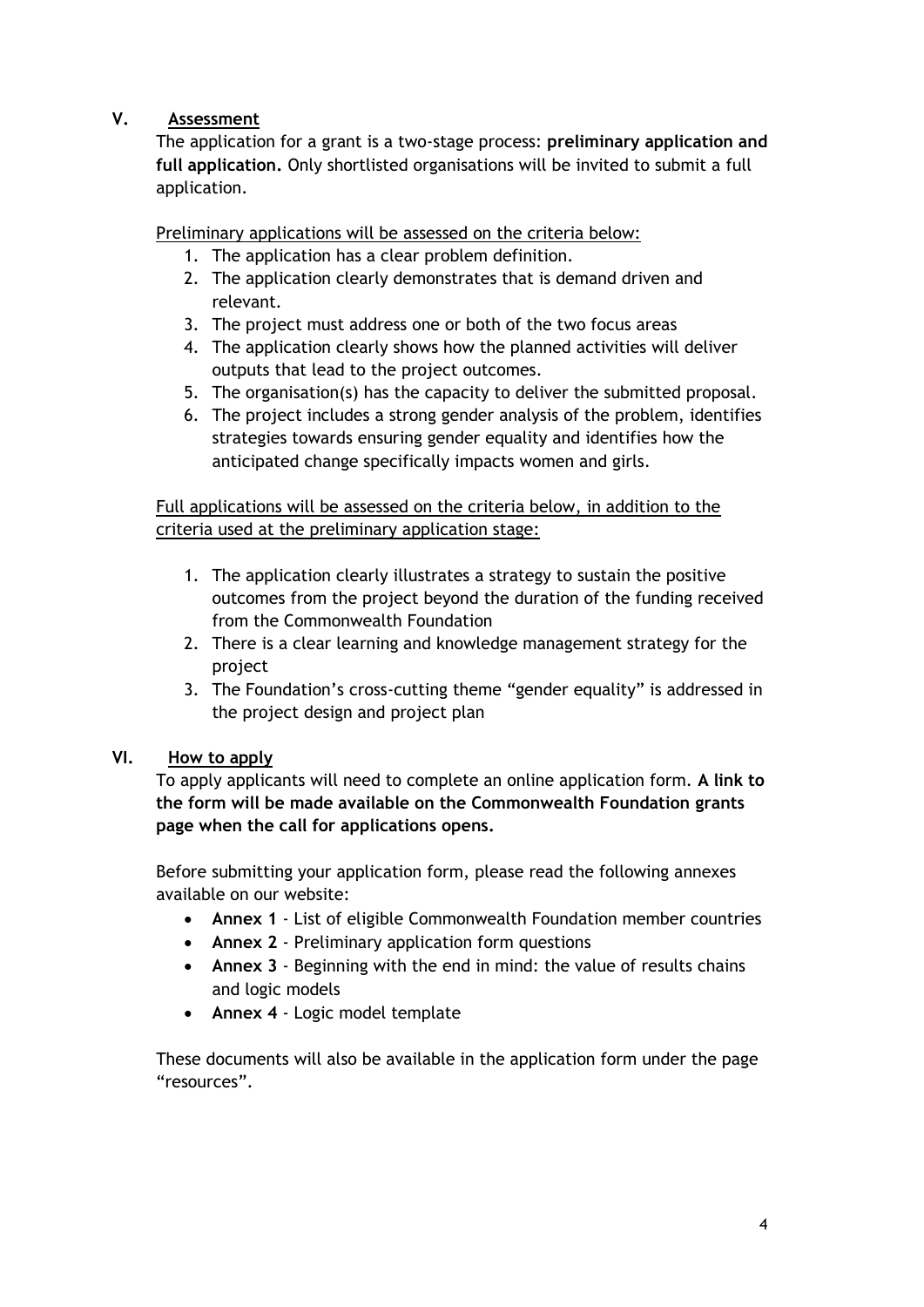## V. <u>Assessment</u>

The application for a grant is a two-stage process: **preliminary application and full application.** Only shortlisted organisations will be invited to submit a full application.

<u>Preliminary applications will be assessed on the criteria below:</u>

1. The application has a clear problem definition.
2. The application clearly demonstrates that is demand driven and relevant.
3. The project must address one or both of the two focus areas
4. The application clearly shows how the planned activities will deliver outputs that lead to the project outcomes.
5. The organisation(s) has the capacity to deliver the submitted proposal.
6. The project includes a strong gender analysis of the problem, identifies strategies towards ensuring gender equality and identifies how the anticipated change specifically impacts women and girls.

<u>Full applications will be assessed on the criteria below, in addition to the criteria used at the preliminary application stage:</u>

1. The application clearly illustrates a strategy to sustain the positive outcomes from the project beyond the duration of the funding received from the Commonwealth Foundation
2. There is a clear learning and knowledge management strategy for the project
3. The Foundation's cross-cutting theme "gender equality" is addressed in the project design and project plan

## VI. <u>How to apply</u>

To apply applicants will need to complete an online application form. **A link to the form will be made available on the Commonwealth Foundation grants page when the call for applications opens.**

Before submitting your application form, please read the following annexes available on our website:

- **Annex 1** - List of eligible Commonwealth Foundation member countries
- **Annex 2** - Preliminary application form questions
- **Annex 3** - Beginning with the end in mind: the value of results chains and logic models
- **Annex 4** - Logic model template

These documents will also be available in the application form under the page "resources".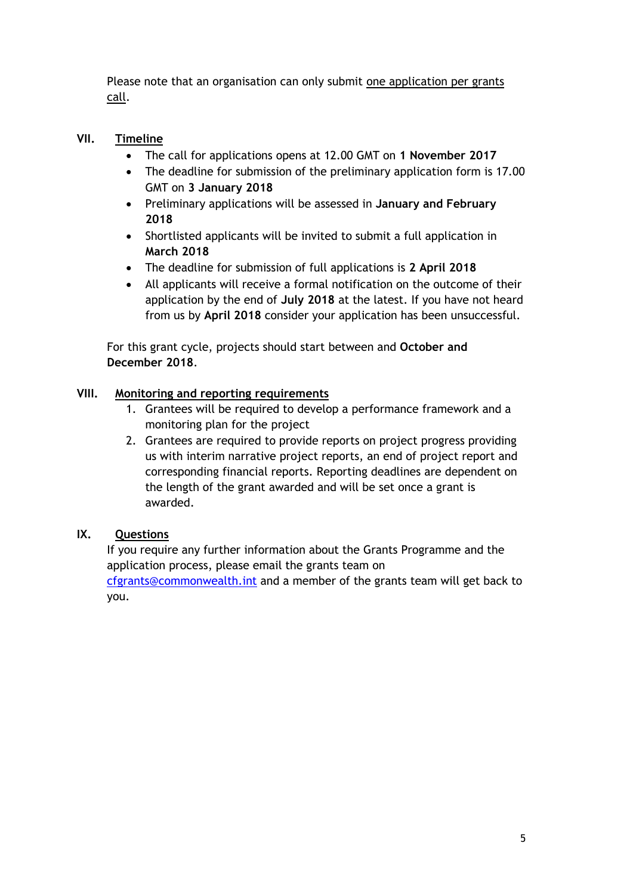Please note that an organisation can only submit one application per grants call.

## VII. Timeline

- The call for applications opens at 12.00 GMT on **1 November 2017**
- The deadline for submission of the preliminary application form is 17.00 GMT on **3 January 2018**
- Preliminary applications will be assessed in **January and February 2018**
- Shortlisted applicants will be invited to submit a full application in **March 2018**
- The deadline for submission of full applications is **2 April 2018**
- All applicants will receive a formal notification on the outcome of their application by the end of **July 2018** at the latest. If you have not heard from us by **April 2018** consider your application has been unsuccessful.

For this grant cycle, projects should start between and **October and December 2018**.

## VIII. Monitoring and reporting requirements

1. Grantees will be required to develop a performance framework and a monitoring plan for the project
2. Grantees are required to provide reports on project progress providing us with interim narrative project reports, an end of project report and corresponding financial reports. Reporting deadlines are dependent on the length of the grant awarded and will be set once a grant is awarded.

## IX. Questions

If you require any further information about the Grants Programme and the application process, please email the grants team on cfgrants@commonwealth.int and a member of the grants team will get back to you.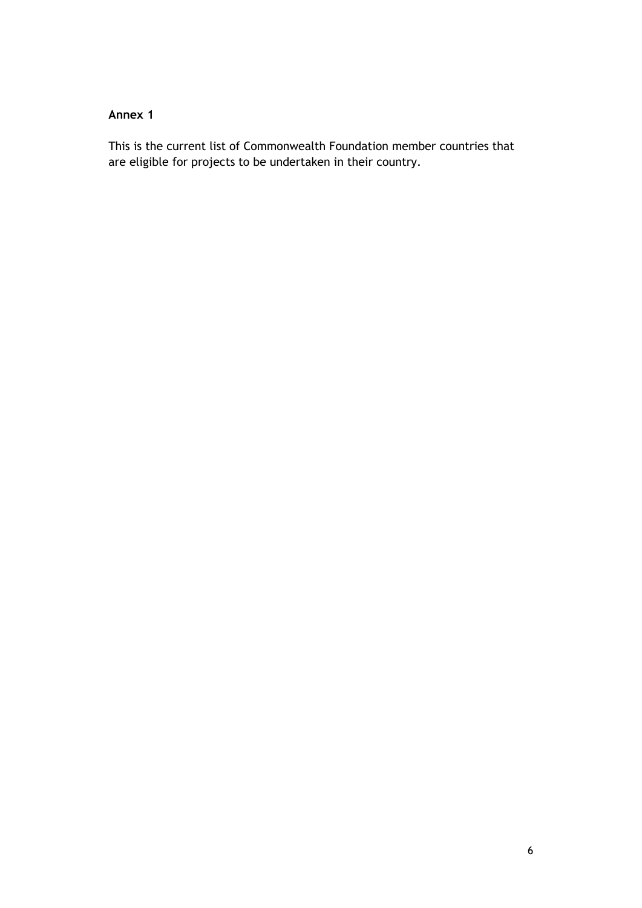**Annex 1**

This is the current list of Commonwealth Foundation member countries that are eligible for projects to be undertaken in their country.